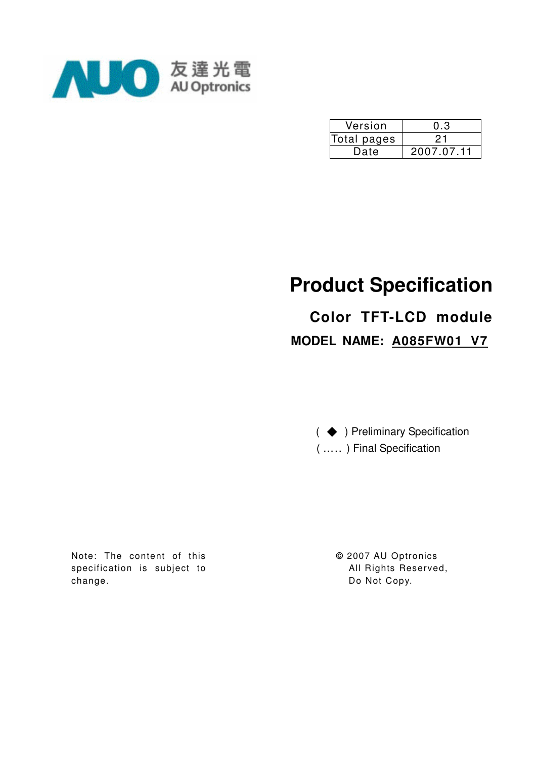友達光電
AU Optronics

| Version | 0.3 |
| --- | --- |
| Total pages | 21 |
| Date | 2007.07.11 |

# Product Specification

## Color TFT-LCD module

**MODEL NAME: A085FW01 V7**

( ◆ ) Preliminary Specification

( ….. ) Final Specification

Note: The content of this specification is subject to change.

© 2007 AU Optronics
All Rights Reserved,
Do Not Copy.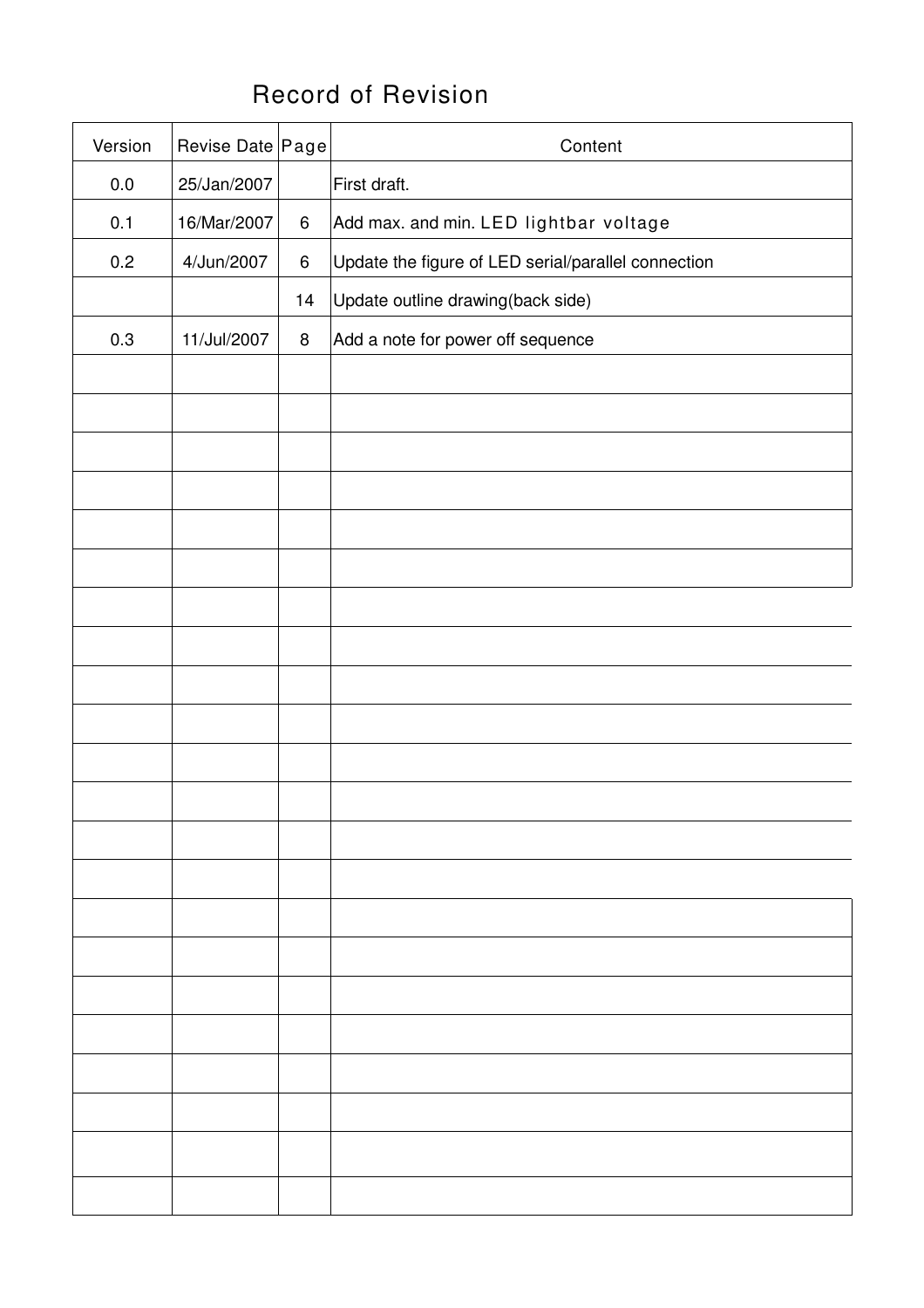# Record of Revision

| Version | Revise Date | Page | Content |
|---|---|---|---|
| 0.0 | 25/Jan/2007 | | First draft. |
| 0.1 | 16/Mar/2007 | 6 | Add max. and min. LED lightbar voltage |
| 0.2 | 4/Jun/2007 | 6 | Update the figure of LED serial/parallel connection |
| | | 14 | Update outline drawing(back side) |
| 0.3 | 11/Jul/2007 | 8 | Add a note for power off sequence |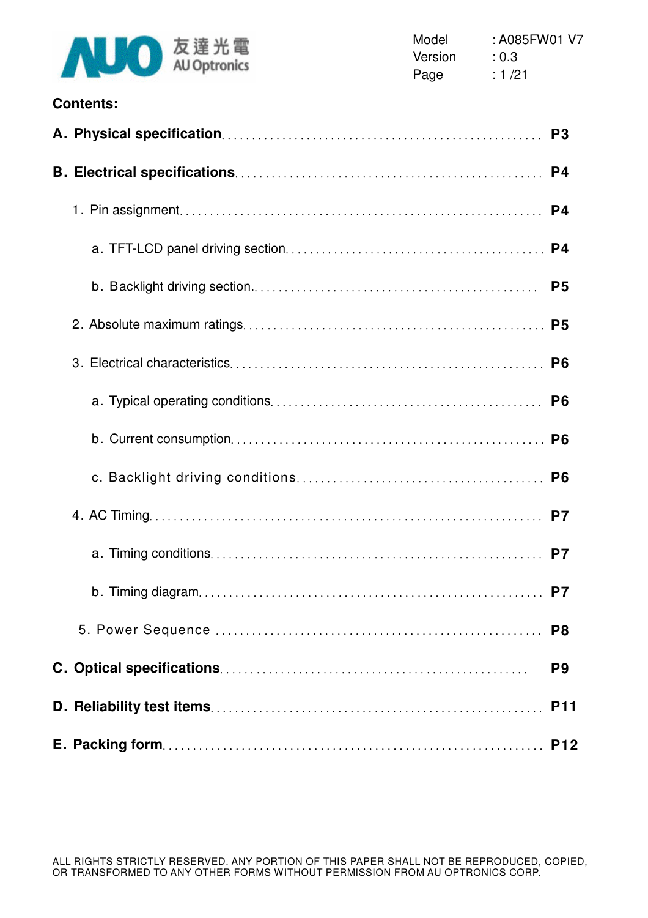**Contents:**

**A. Physical specification** ........................................ **P3**

**B. Electrical specifications** ........................................ **P4**

1. Pin assignment ........................................ **P4**
   a. TFT-LCD panel driving section ........................................ **P4**
   b. Backlight driving section ........................................ **P5**
2. Absolute maximum ratings ........................................ **P5**
3. Electrical characteristics ........................................ **P6**
   a. Typical operating conditions ........................................ **P6**
   b. Current consumption ........................................ **P6**
   c. Backlight driving conditions ........................................ **P6**
4. AC Timing ........................................ **P7**
   a. Timing conditions ........................................ **P7**
   b. Timing diagram ........................................ **P7**
5. Power Sequence ........................................ **P8**

**C. Optical specifications** ........................................ **P9**

**D. Reliability test items** ........................................ **P11**

**E. Packing form** ........................................ **P12**

ALL RIGHTS STRICTLY RESERVED. ANY PORTION OF THIS PAPER SHALL NOT BE REPRODUCED, COPIED, OR TRANSFORMED TO ANY OTHER FORMS WITHOUT PERMISSION FROM AU OPTRONICS CORP.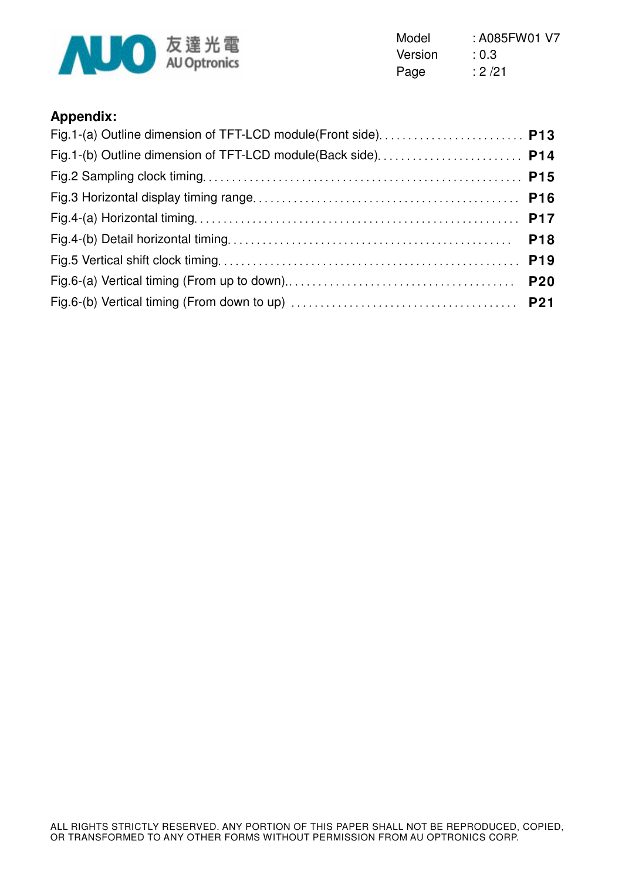**Appendix:**

Fig.1-(a) Outline dimension of TFT-LCD module(Front side)........................ **P13**

Fig.1-(b) Outline dimension of TFT-LCD module(Back side)........................ **P14**

Fig.2 Sampling clock timing.................................................... **P15**

Fig.3 Horizontal display timing range.......................................... **P16**

Fig.4-(a) Horizontal timing.................................................... **P17**

Fig.4-(b) Detail horizontal timing............................................. **P18**

Fig.5 Vertical shift clock timing.............................................. **P19**

Fig.6-(a) Vertical timing (From up to down)..................................... **P20**

Fig.6-(b) Vertical timing (From down to up) .................................... **P21**

ALL RIGHTS STRICTLY RESERVED. ANY PORTION OF THIS PAPER SHALL NOT BE REPRODUCED, COPIED, OR TRANSFORMED TO ANY OTHER FORMS WITHOUT PERMISSION FROM AU OPTRONICS CORP.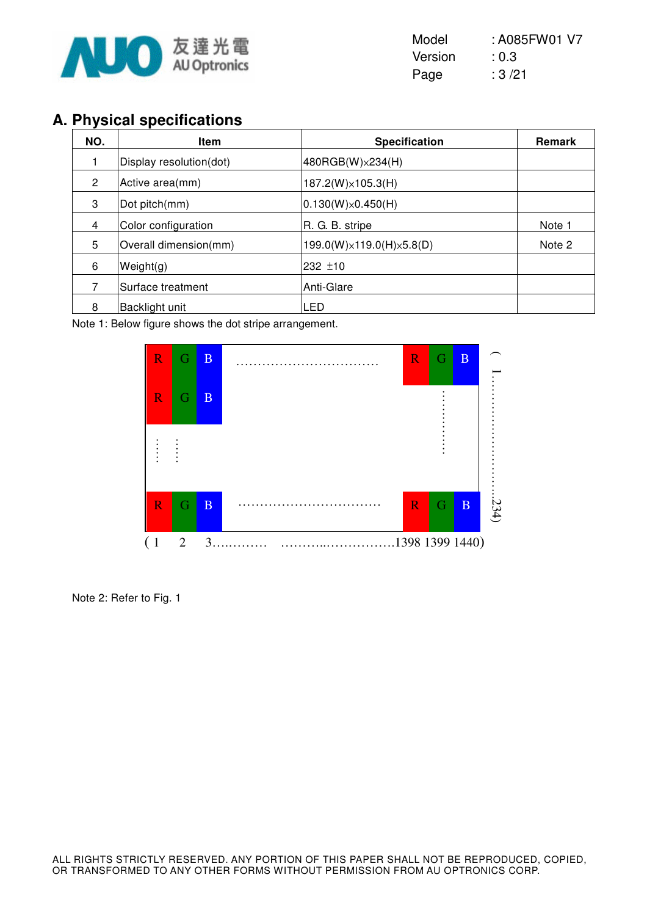## A. Physical specifications

| NO. | Item | Specification | Remark |
|---|---|---|---|
| 1 | Display resolution(dot) | 480RGB(W)x234(H) | |
| 2 | Active area(mm) | 187.2(W)x105.3(H) | |
| 3 | Dot pitch(mm) | 0.130(W)x0.450(H) | |
| 4 | Color configuration | R. G. B. stripe | Note 1 |
| 5 | Overall dimension(mm) | 199.0(W)x119.0(H)x5.8(D) | Note 2 |
| 6 | Weight(g) | 232 ±10 | |
| 7 | Surface treatment | Anti-Glare | |
| 8 | Backlight unit | LED | |

Note 1: Below figure shows the dot stripe arrangement.

R G B ................................. R G B

R G B

( 1 2 3............ ...........................1398 1399 1440)

( 1.............................234)

Note 2: Refer to Fig. 1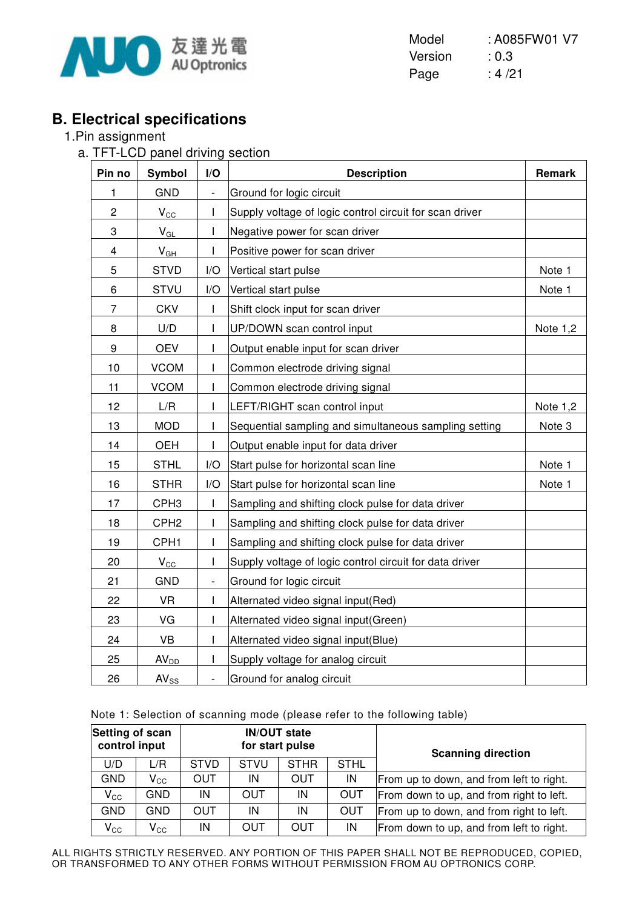## B. Electrical specifications

1.Pin assignment

a. TFT-LCD panel driving section

| Pin no | Symbol | I/O | Description | Remark |
|---|---|---|---|---|
| 1 | GND | - | Ground for logic circuit | |
| 2 | $V_{CC}$ | I | Supply voltage of logic control circuit for scan driver | |
| 3 | $V_{GL}$ | I | Negative power for scan driver | |
| 4 | $V_{GH}$ | I | Positive power for scan driver | |
| 5 | STVD | I/O | Vertical start pulse | Note 1 |
| 6 | STVU | I/O | Vertical start pulse | Note 1 |
| 7 | CKV | I | Shift clock input for scan driver | |
| 8 | U/D | I | UP/DOWN scan control input | Note 1,2 |
| 9 | OEV | I | Output enable input for scan driver | |
| 10 | VCOM | I | Common electrode driving signal | |
| 11 | VCOM | I | Common electrode driving signal | |
| 12 | L/R | I | LEFT/RIGHT scan control input | Note 1,2 |
| 13 | MOD | I | Sequential sampling and simultaneous sampling setting | Note 3 |
| 14 | OEH | I | Output enable input for data driver | |
| 15 | STHL | I/O | Start pulse for horizontal scan line | Note 1 |
| 16 | STHR | I/O | Start pulse for horizontal scan line | Note 1 |
| 17 | CPH3 | I | Sampling and shifting clock pulse for data driver | |
| 18 | CPH2 | I | Sampling and shifting clock pulse for data driver | |
| 19 | CPH1 | I | Sampling and shifting clock pulse for data driver | |
| 20 | $V_{CC}$ | I | Supply voltage of logic control circuit for data driver | |
| 21 | GND | - | Ground for logic circuit | |
| 22 | VR | I | Alternated video signal input(Red) | |
| 23 | VG | I | Alternated video signal input(Green) | |
| 24 | VB | I | Alternated video signal input(Blue) | |
| 25 | $AV_{DD}$ | I | Supply voltage for analog circuit | |
| 26 | $AV_{SS}$ | - | Ground for analog circuit | |

Note 1: Selection of scanning mode (please refer to the following table)

| Setting of scan control input | | IN/OUT state for start pulse | | | | Scanning direction |
|---|---|---|---|---|---|---|
| U/D | L/R | STVD | STVU | STHR | STHL | |
| GND | $V_{CC}$ | OUT | IN | OUT | IN | From up to down, and from left to right. |
| $V_{CC}$ | GND | IN | OUT | IN | OUT | From down to up, and from right to left. |
| GND | GND | OUT | IN | IN | OUT | From up to down, and from right to left. |
| $V_{CC}$ | $V_{CC}$ | IN | OUT | OUT | IN | From down to up, and from left to right. |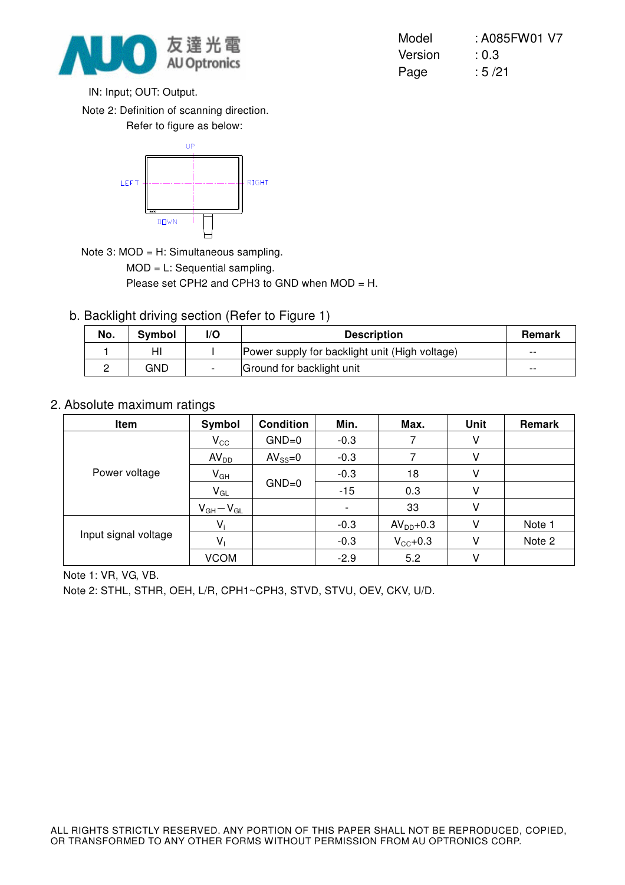IN: Input; OUT: Output.

Note 2: Definition of scanning direction.
Refer to figure as below:

UP

LEFT RIGHT

DOWN

Note 3: MOD = H: Simultaneous sampling.
MOD = L: Sequential sampling.
Please set CPH2 and CPH3 to GND when MOD = H.

b. Backlight driving section (Refer to Figure 1)

| No. | Symbol | I/O | Description | Remark |
|---|---|---|---|---|
| 1 | HI | I | Power supply for backlight unit (High voltage) | -- |
| 2 | GND | - | Ground for backlight unit | -- |

## 2. Absolute maximum ratings

| Item | Symbol | Condition | Min. | Max. | Unit | Remark |
|---|---|---|---|---|---|---|
| Power voltage | $V_{CC}$ | GND=0 | -0.3 | 7 | V | |
| | $AV_{DD}$ | $AV_{SS}$=0 | -0.3 | 7 | V | |
| | $V_{GH}$ | GND=0 | -0.3 | 18 | V | |
| | $V_{GL}$ | | -15 | 0.3 | V | |
| | $V_{GH}-V_{GL}$ | | - | 33 | V | |
| Input signal voltage | $V_i$ | | -0.3 | $AV_{DD}$+0.3 | V | Note 1 |
| | $V_I$ | | -0.3 | $V_{CC}$+0.3 | V | Note 2 |
| | VCOM | | -2.9 | 5.2 | V | |

Note 1: VR, VG, VB.
Note 2: STHL, STHR, OEH, L/R, CPH1~CPH3, STVD, STVU, OEV, CKV, U/D.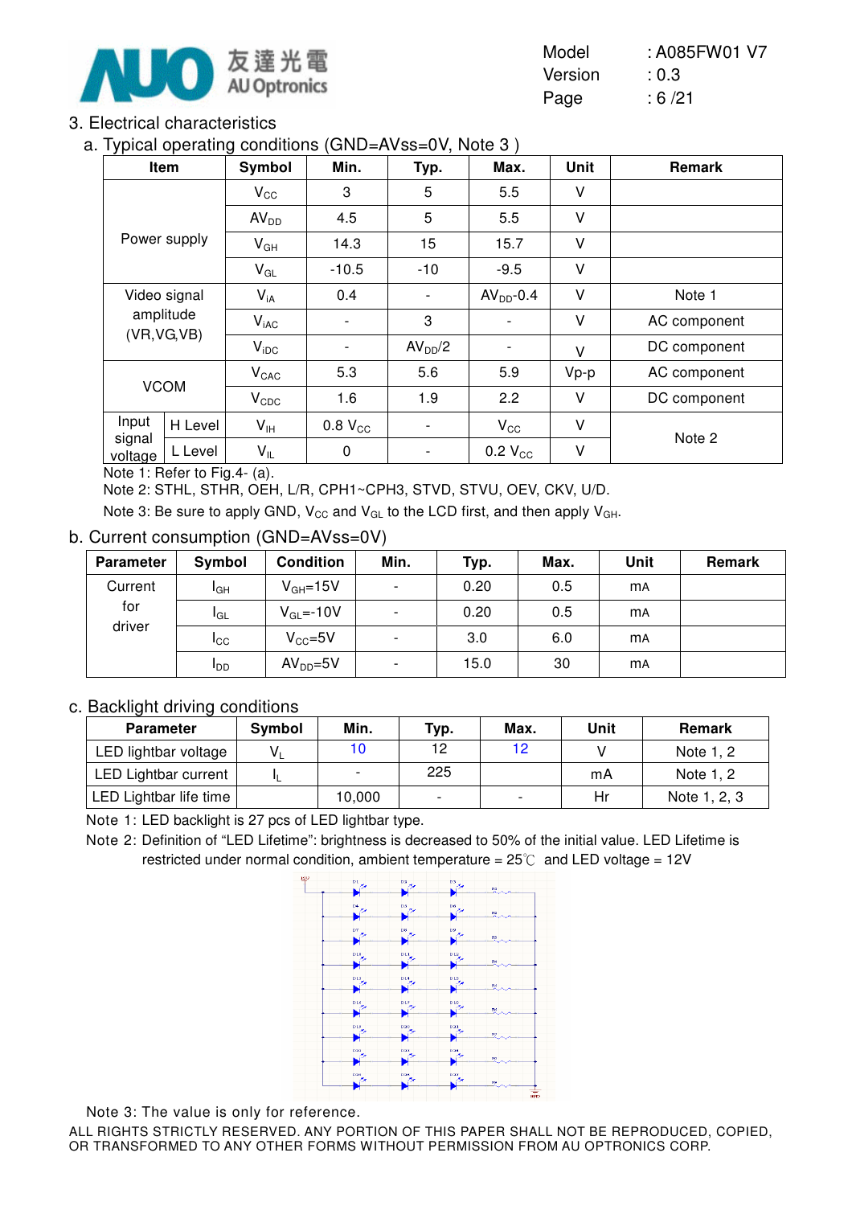## 3. Electrical characteristics

### a. Typical operating conditions (GND=AVss=0V, Note 3 )

| Item | | Symbol | Min. | Typ. | Max. | Unit | Remark |
|---|---|---|---|---|---|---|---|
| Power supply | | $V_{CC}$ | 3 | 5 | 5.5 | V | |
| | | $AV_{DD}$ | 4.5 | 5 | 5.5 | V | |
| | | $V_{GH}$ | 14.3 | 15 | 15.7 | V | |
| | | $V_{GL}$ | -10.5 | -10 | -9.5 | V | |
| Video signal amplitude (VR,VG,VB) | | $V_{iA}$ | 0.4 | - | $AV_{DD}$-0.4 | V | Note 1 |
| | | $V_{iAC}$ | - | 3 | - | V | AC component |
| | | $V_{iDC}$ | - | $AV_{DD}/2$ | - | V | DC component |
| VCOM | | $V_{CAC}$ | 5.3 | 5.6 | 5.9 | Vp-p | AC component |
| | | $V_{CDC}$ | 1.6 | 1.9 | 2.2 | V | DC component |
| Input signal voltage | H Level | $V_{IH}$ | 0.8 $V_{CC}$ | - | $V_{CC}$ | V | Note 2 |
| | L Level | $V_{IL}$ | 0 | - | 0.2 $V_{CC}$ | V | |

Note 1: Refer to Fig.4- (a).

Note 2: STHL, STHR, OEH, L/R, CPH1~CPH3, STVD, STVU, OEV, CKV, U/D.

Note 3: Be sure to apply GND, $V_{CC}$ and $V_{GL}$ to the LCD first, and then apply $V_{GH}$.

### b. Current consumption (GND=AVss=0V)

| Parameter | Symbol | Condition | Min. | Typ. | Max. | Unit | Remark |
|---|---|---|---|---|---|---|---|
| Current for driver | $I_{GH}$ | $V_{GH}$=15V | - | 0.20 | 0.5 | mA | |
| | $I_{GL}$ | $V_{GL}$=-10V | - | 0.20 | 0.5 | mA | |
| | $I_{CC}$ | $V_{CC}$=5V | - | 3.0 | 6.0 | mA | |
| | $I_{DD}$ | $AV_{DD}$=5V | - | 15.0 | 30 | mA | |

### c. Backlight driving conditions

| Parameter | Symbol | Min. | Typ. | Max. | Unit | Remark |
|---|---|---|---|---|---|---|
| LED lightbar voltage | $V_L$ | 10 | 12 | 12 | V | Note 1, 2 |
| LED Lightbar current | $I_L$ | - | 225 | | mA | Note 1, 2 |
| LED Lightbar life time | | 10,000 | - | - | Hr | Note 1, 2, 3 |

Note 1: LED backlight is 27 pcs of LED lightbar type.

Note 2: Definition of "LED Lifetime": brightness is decreased to 50% of the initial value. LED Lifetime is restricted under normal condition, ambient temperature = 25℃ and LED voltage = 12V

Note 3: The value is only for reference.

ALL RIGHTS STRICTLY RESERVED. ANY PORTION OF THIS PAPER SHALL NOT BE REPRODUCED, COPIED, OR TRANSFORMED TO ANY OTHER FORMS WITHOUT PERMISSION FROM AU OPTRONICS CORP.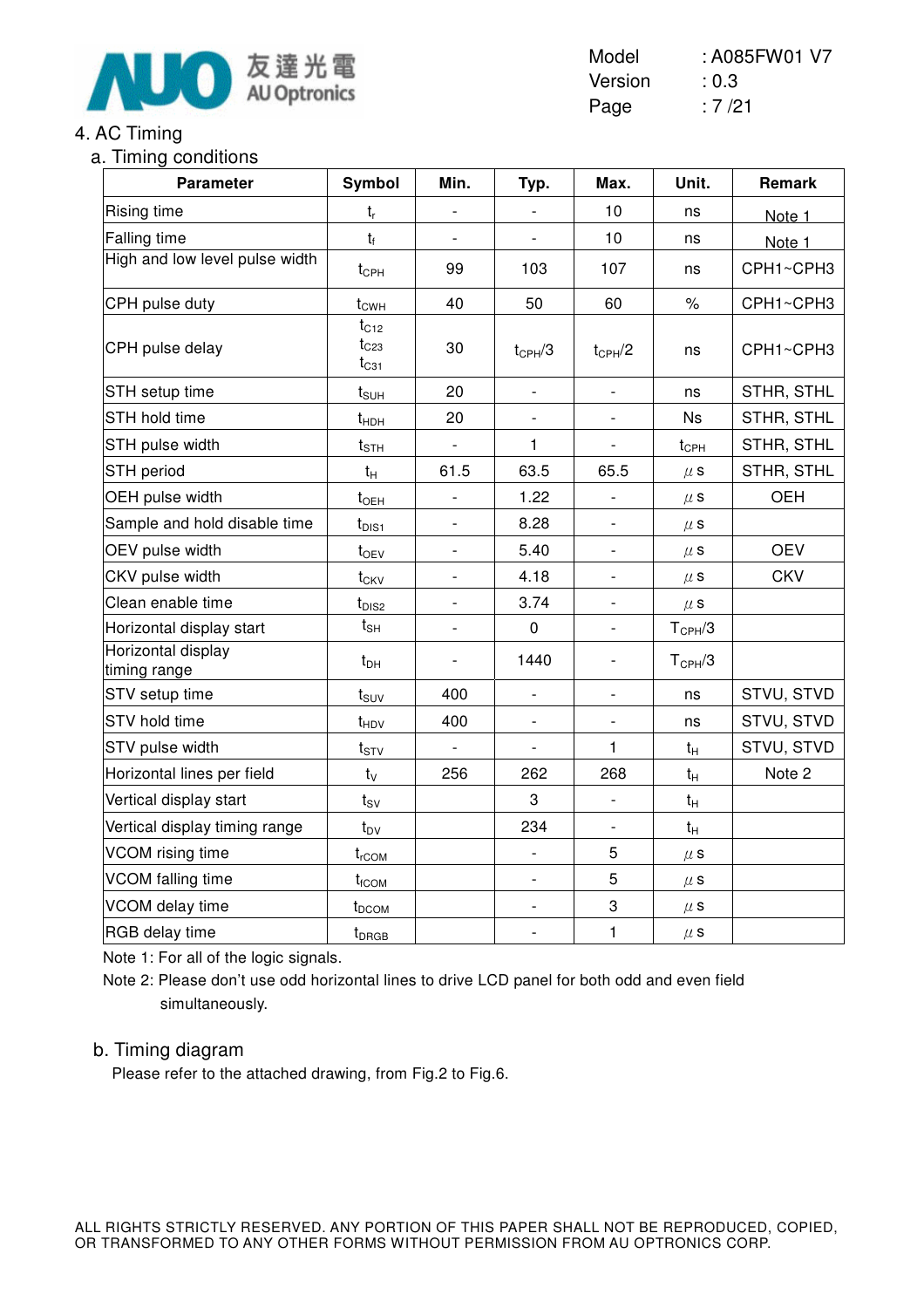## 4. AC Timing

### a. Timing conditions

| Parameter | Symbol | Min. | Typ. | Max. | Unit. | Remark |
|---|---|---|---|---|---|---|
| Rising time | $t_r$ | - | - | 10 | ns | Note 1 |
| Falling time | $t_f$ | - | - | 10 | ns | Note 1 |
| High and low level pulse width | $t_{CPH}$ | 99 | 103 | 107 | ns | CPH1~CPH3 |
| CPH pulse duty | $t_{CWH}$ | 40 | 50 | 60 | % | CPH1~CPH3 |
| CPH pulse delay | $t_{C12}$ $t_{C23}$ $t_{C31}$ | 30 | $t_{CPH}/3$ | $t_{CPH}/2$ | ns | CPH1~CPH3 |
| STH setup time | $t_{SUH}$ | 20 | - | - | ns | STHR, STHL |
| STH hold time | $t_{HDH}$ | 20 | - | - | Ns | STHR, STHL |
| STH pulse width | $t_{STH}$ | - | 1 | - | $t_{CPH}$ | STHR, STHL |
| STH period | $t_H$ | 61.5 | 63.5 | 65.5 | µs | STHR, STHL |
| OEH pulse width | $t_{OEH}$ | - | 1.22 | - | µs | OEH |
| Sample and hold disable time | $t_{DIS1}$ | - | 8.28 | - | µs | |
| OEV pulse width | $t_{OEV}$ | - | 5.40 | - | µs | OEV |
| CKV pulse width | $t_{CKV}$ | - | 4.18 | - | µs | CKV |
| Clean enable time | $t_{DIS2}$ | - | 3.74 | - | µs | |
| Horizontal display start | $t_{SH}$ | - | 0 | - | $T_{CPH}/3$ | |
| Horizontal display timing range | $t_{DH}$ | - | 1440 | - | $T_{CPH}/3$ | |
| STV setup time | $t_{SUV}$ | 400 | - | - | ns | STVU, STVD |
| STV hold time | $t_{HDV}$ | 400 | - | - | ns | STVU, STVD |
| STV pulse width | $t_{STV}$ | - | - | 1 | $t_H$ | STVU, STVD |
| Horizontal lines per field | $t_V$ | 256 | 262 | 268 | $t_H$ | Note 2 |
| Vertical display start | $t_{SV}$ | | 3 | - | $t_H$ | |
| Vertical display timing range | $t_{DV}$ | | 234 | - | $t_H$ | |
| VCOM rising time | $t_{rCOM}$ | | - | 5 | µs | |
| VCOM falling time | $t_{fCOM}$ | | - | 5 | µs | |
| VCOM delay time | $t_{DCOM}$ | | - | 3 | µs | |
| RGB delay time | $t_{DRGB}$ | | - | 1 | µs | |

Note 1: For all of the logic signals.

Note 2: Please don't use odd horizontal lines to drive LCD panel for both odd and even field simultaneously.

### b. Timing diagram

Please refer to the attached drawing, from Fig.2 to Fig.6.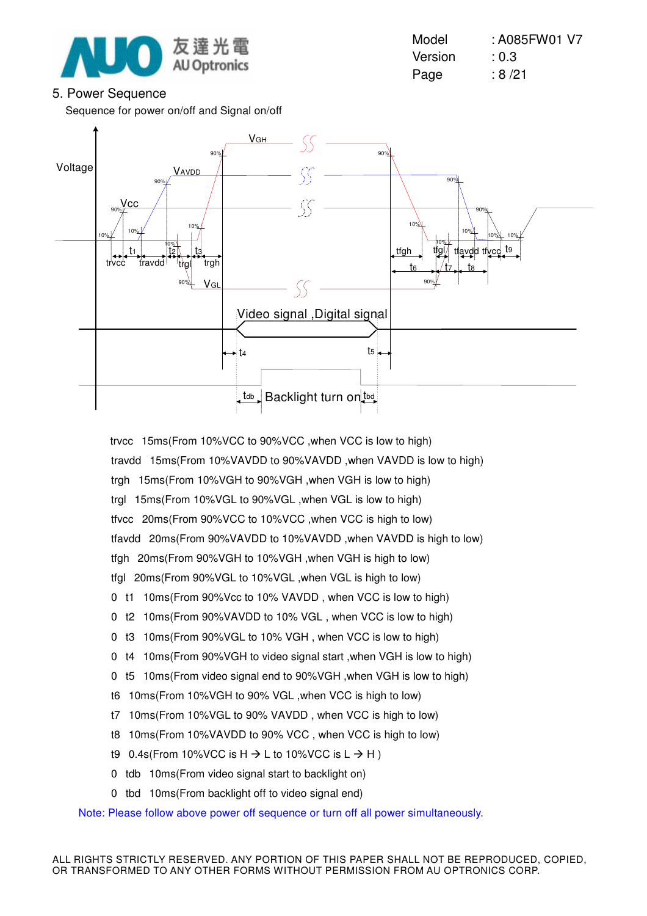## 5. Power Sequence

Sequence for power on/off and Signal on/off

trvcc 15ms(From 10%VCC to 90%VCC ,when VCC is low to high)

travdd 15ms(From 10%VAVDD to 90%VAVDD ,when VAVDD is low to high)

trgh 15ms(From 10%VGH to 90%VGH ,when VGH is low to high)

trgl 15ms(From 10%VGL to 90%VGL ,when VGL is low to high)

tfvcc 20ms(From 90%VCC to 10%VCC ,when VCC is high to low)

tfavdd 20ms(From 90%VAVDD to 10%VAVDD ,when VAVDD is high to low)

tfgh 20ms(From 90%VGH to 10%VGH ,when VGH is high to low)

tfgl 20ms(From 90%VGL to 10%VGL ,when VGL is high to low)

0 t1 10ms(From 90%Vcc to 10% VAVDD , when VCC is low to high)

0 t2 10ms(From 90%VAVDD to 10% VGL , when VCC is low to high)

0 t3 10ms(From 90%VGL to 10% VGH , when VCC is low to high)

0 t4 10ms(From 90%VGH to video signal start ,when VGH is low to high)

0 t5 10ms(From video signal end to 90%VGH ,when VGH is low to high)

t6 10ms(From 10%VGH to 90% VGL ,when VCC is high to low)

t7 10ms(From 10%VGL to 90% VAVDD , when VCC is high to low)

t8 10ms(From 10%VAVDD to 90% VCC , when VCC is high to low)

t9 0.4s(From 10%VCC is H → L to 10%VCC is L → H )

0 tdb 10ms(From video signal start to backlight on)

0 tbd 10ms(From backlight off to video signal end)

Note: Please follow above power off sequence or turn off all power simultaneously.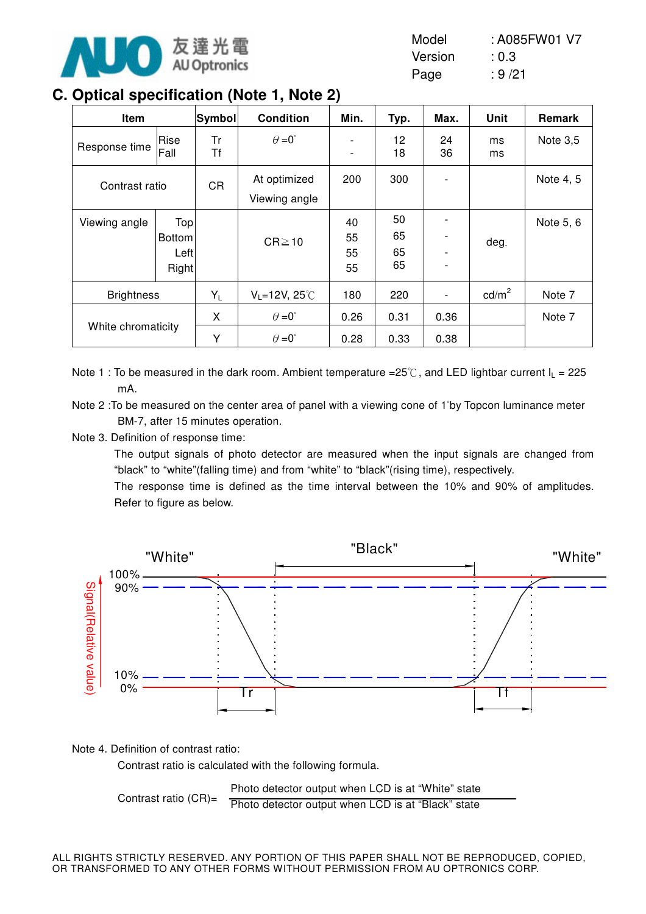## C. Optical specification (Note 1, Note 2)

| Item | | Symbol | Condition | Min. | Typ. | Max. | Unit | Remark |
|---|---|---|---|---|---|---|---|---|
| Response time | Rise | Tr | $\theta$=0° | - | 12 | 24 | ms | Note 3,5 |
| | Fall | Tf | | - | 18 | 36 | ms | |
| Contrast ratio | | CR | At optimized Viewing angle | 200 | 300 | - | | Note 4, 5 |
| Viewing angle | Top | | CR≧10 | 40 | 50 | - | deg. | Note 5, 6 |
| | Bottom | | | 55 | 65 | - | | |
| | Left | | | 55 | 65 | - | | |
| | Right | | | 55 | 65 | - | | |
| Brightness | | $Y_L$ | $V_L$=12V, 25℃ | 180 | 220 | - | cd/m$^2$ | Note 7 |
| White chromaticity | | X | $\theta$=0° | 0.26 | 0.31 | 0.36 | | Note 7 |
| | | Y | $\theta$=0° | 0.28 | 0.33 | 0.38 | | |

Note 1 : To be measured in the dark room. Ambient temperature =25℃, and LED lightbar current $I_L$ = 225 mA.

Note 2 :To be measured on the center area of panel with a viewing cone of 1°by Topcon luminance meter BM-7, after 15 minutes operation.

Note 3. Definition of response time:

The output signals of photo detector are measured when the input signals are changed from "black" to "white"(falling time) and from "white" to "black"(rising time), respectively.

The response time is defined as the time interval between the 10% and 90% of amplitudes. Refer to figure as below.

"White" "Black" "White"

100% 90% 10% 0%

Signal(Relative value)

Tr Tf

Note 4. Definition of contrast ratio:

Contrast ratio is calculated with the following formula.

$$\text{Contrast ratio (CR)} = \frac{\text{Photo detector output when LCD is at "White" state}}{\text{Photo detector output when LCD is at "Black" state}}$$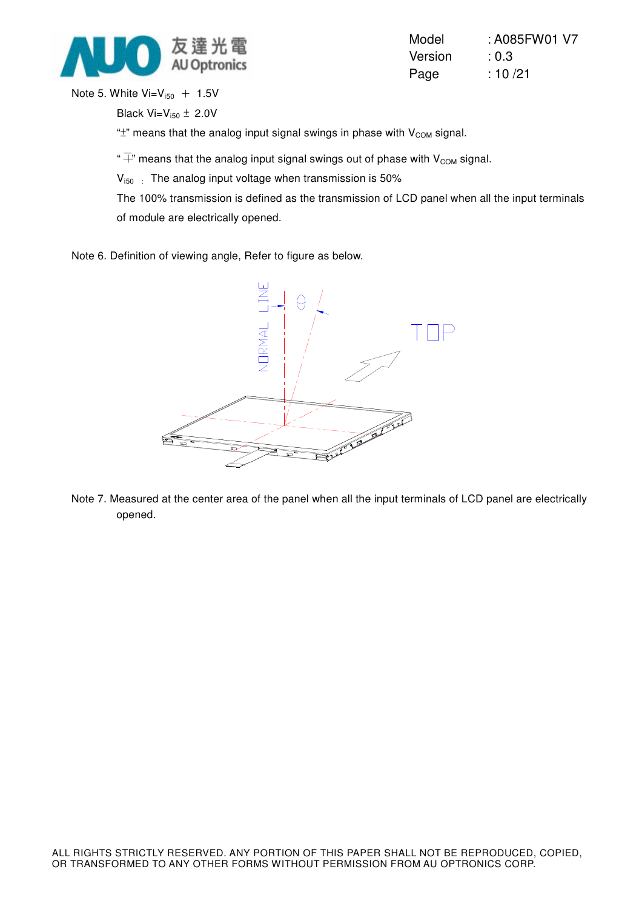Note 5. White Vi=$V_{i50}$ ∓ 1.5V

Black Vi=$V_{i50}$ ± 2.0V

"±" means that the analog input signal swings in phase with $V_{COM}$ signal.

"∓" means that the analog input signal swings out of phase with $V_{COM}$ signal.

$V_{i50}$ : The analog input voltage when transmission is 50%

The 100% transmission is defined as the transmission of LCD panel when all the input terminals of module are electrically opened.

Note 6. Definition of viewing angle, Refer to figure as below.

Note 7. Measured at the center area of the panel when all the input terminals of LCD panel are electrically opened.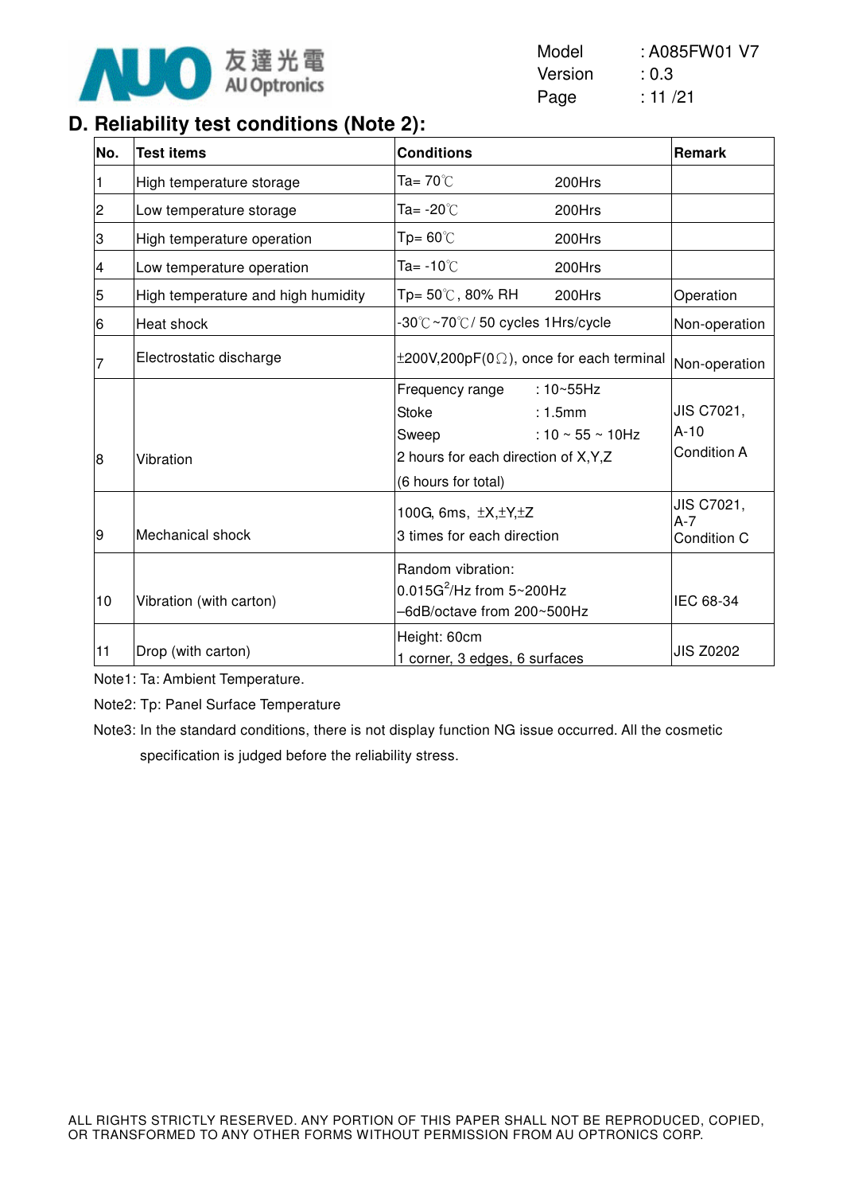## D. Reliability test conditions (Note 2):

| No. | Test items | Conditions | Remark |
|---|---|---|---|
| 1 | High temperature storage | Ta= 70℃ 200Hrs | |
| 2 | Low temperature storage | Ta= -20℃ 200Hrs | |
| 3 | High temperature operation | Tp= 60℃ 200Hrs | |
| 4 | Low temperature operation | Ta= -10℃ 200Hrs | |
| 5 | High temperature and high humidity | Tp= 50℃, 80% RH 200Hrs | Operation |
| 6 | Heat shock | -30℃~70℃/ 50 cycles 1Hrs/cycle | Non-operation |
| 7 | Electrostatic discharge | ±200V,200pF(0Ω), once for each terminal | Non-operation |
| 8 | Vibration | Frequency range : 10~55Hz<br>Stoke : 1.5mm<br>Sweep : 10 ~ 55 ~ 10Hz<br>2 hours for each direction of X,Y,Z<br>(6 hours for total) | JIS C7021, A-10 Condition A |
| 9 | Mechanical shock | 100G, 6ms, ±X,±Y,±Z<br>3 times for each direction | JIS C7021, A-7 Condition C |
| 10 | Vibration (with carton) | Random vibration:<br>$0.015G^2$/Hz from 5~200Hz<br>–6dB/octave from 200~500Hz | IEC 68-34 |
| 11 | Drop (with carton) | Height: 60cm<br>1 corner, 3 edges, 6 surfaces | JIS Z0202 |

Note1: Ta: Ambient Temperature.

Note2: Tp: Panel Surface Temperature

Note3: In the standard conditions, there is not display function NG issue occurred. All the cosmetic specification is judged before the reliability stress.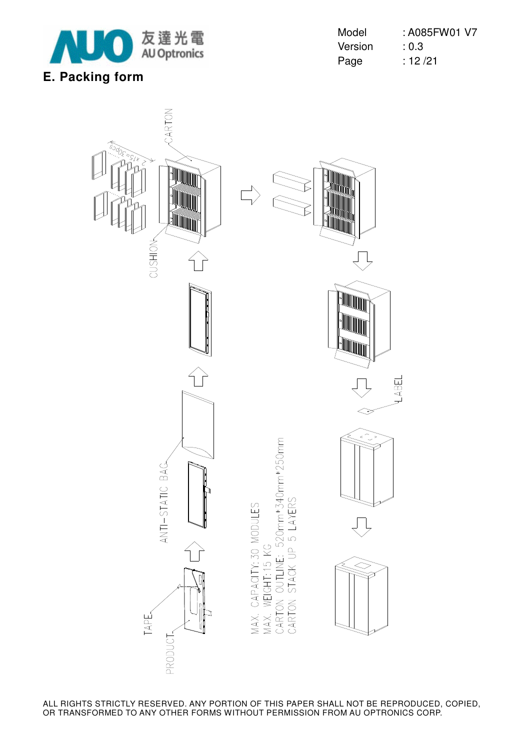## E. Packing form

CARTON

2 x15=30pcs

CUSHION

LABEL

ANTI-STATIC BAG

TAPE

PRODUCT

MAX. CAPACITY:30 MODULES
MAX. WEIGHT:15 KG
CARTON OUTLINE: 520mm*340mm*250mm
CARTON STACK UP 5 LAYERS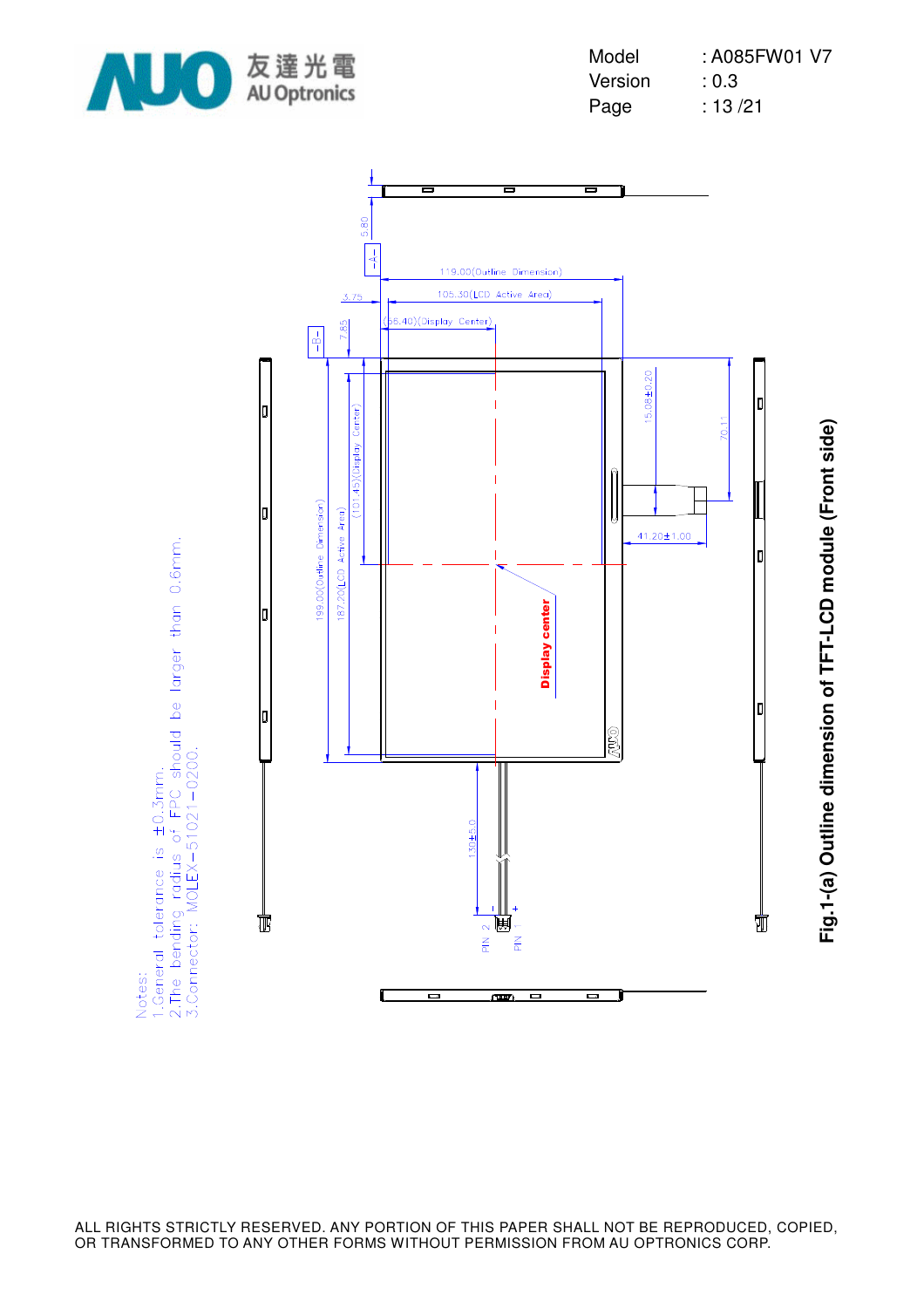Notes:

1. General tolerance is ±0.3mm.
2. The bending radius of FPC should be larger than 0.6mm.
3. Connector: MOLEX-51021-0200.

119.00(Outline Dimension)

105.30(LCD Active Area)

(55.40)(Display Center)

199.00(Outline Dimension)

187.20(LCD Active Area)

(101.45)(Display Center)

5.80

3.75

7.65

15.08±0.20

70.11

41.20±1.00

130±5.0

Display center

PIN 2

PIN 1

**Fig.1-(a) Outline dimension of TFT-LCD module (Front side)**

ALL RIGHTS STRICTLY RESERVED. ANY PORTION OF THIS PAPER SHALL NOT BE REPRODUCED, COPIED, OR TRANSFORMED TO ANY OTHER FORMS WITHOUT PERMISSION FROM AU OPTRONICS CORP.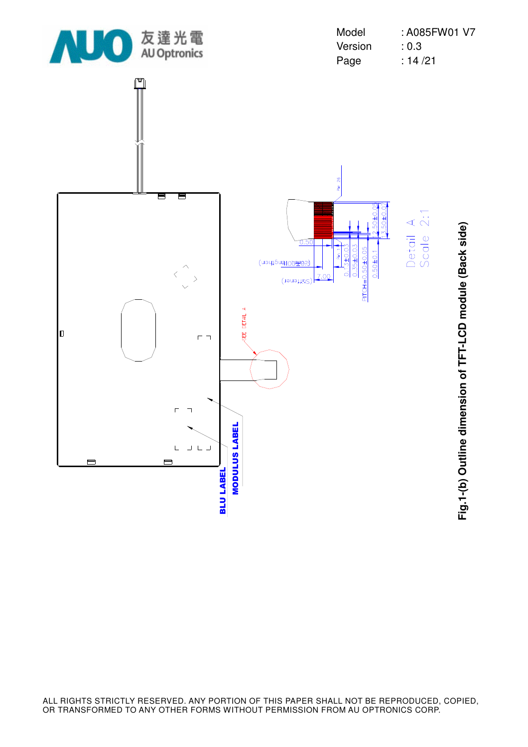Fig.1-(b) Outline dimension of TFT-LCD module (Back side)

BLU LABEL

MODULUS LABEL

SEE DETAIL A

Detail A
Scale 2:1

0.50

7.00 (Stiffener)

PITCH=0.50±0.05

0.50±0.1

0.35±0.03

0.3±0.03

12.50±0.05

13.50±0.07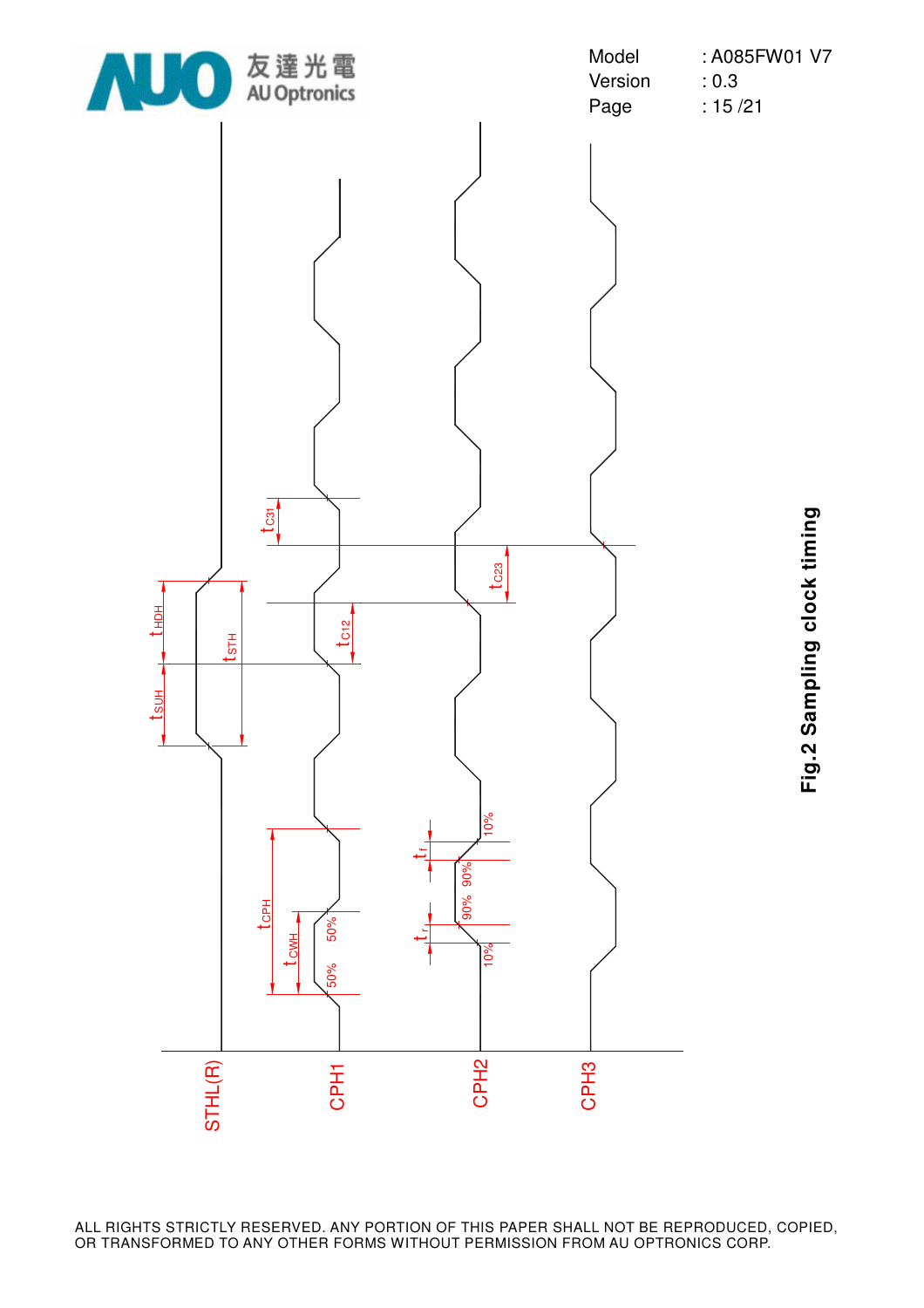**Fig.2 Sampling clock timing**

STHL(R)

CPH1

CPH2

CPH3

$t_{HDH}$

$t_{SUH}$

$t_{STH}$

$t_{C31}$

$t_{C12}$

$t_{C23}$

$t_{CPH}$

$t_{CWH}$

50%

50%

$t_f$

$t_r$

10%

90%

90%

10%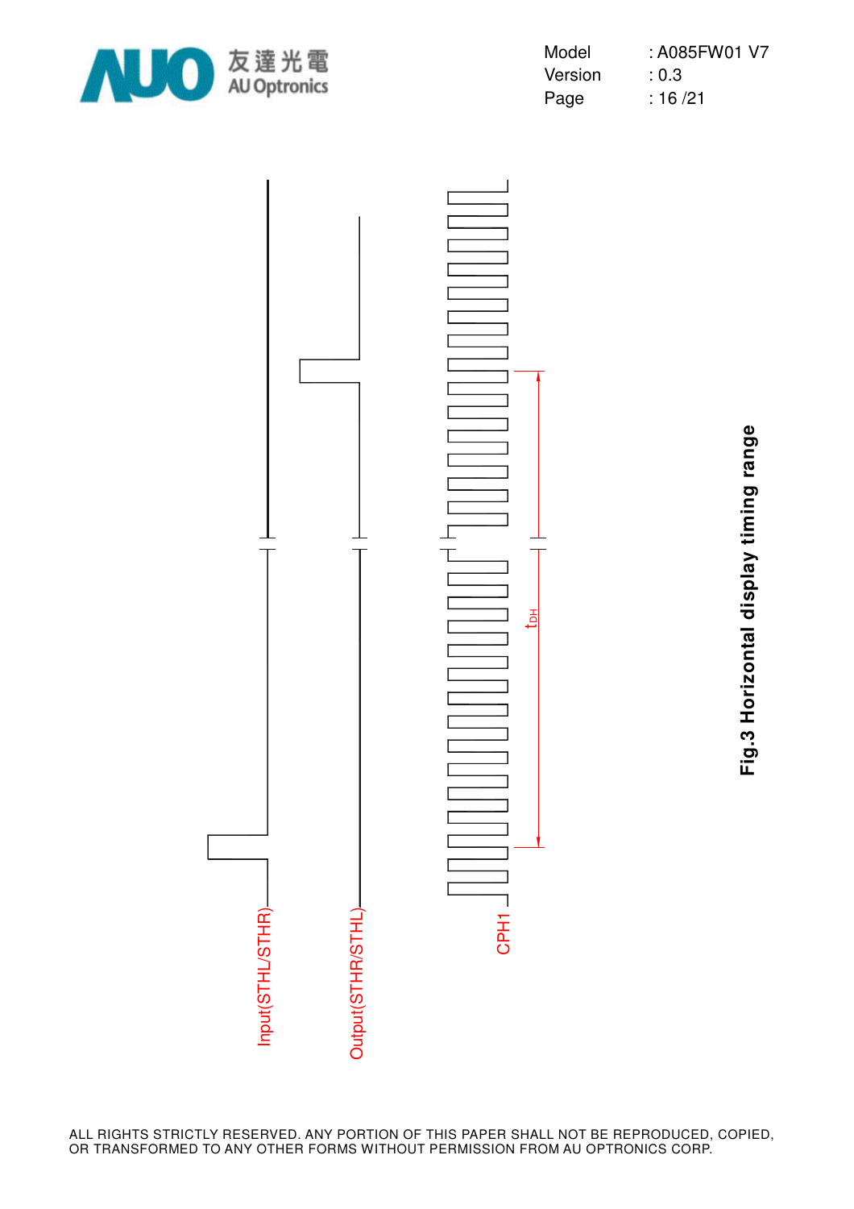Input(STHL/STHR)

Output(STHR/STHL)

CPH1

$t_{DH}$

**Fig.3 Horizontal display timing range**

ALL RIGHTS STRICTLY RESERVED. ANY PORTION OF THIS PAPER SHALL NOT BE REPRODUCED, COPIED, OR TRANSFORMED TO ANY OTHER FORMS WITHOUT PERMISSION FROM AU OPTRONICS CORP.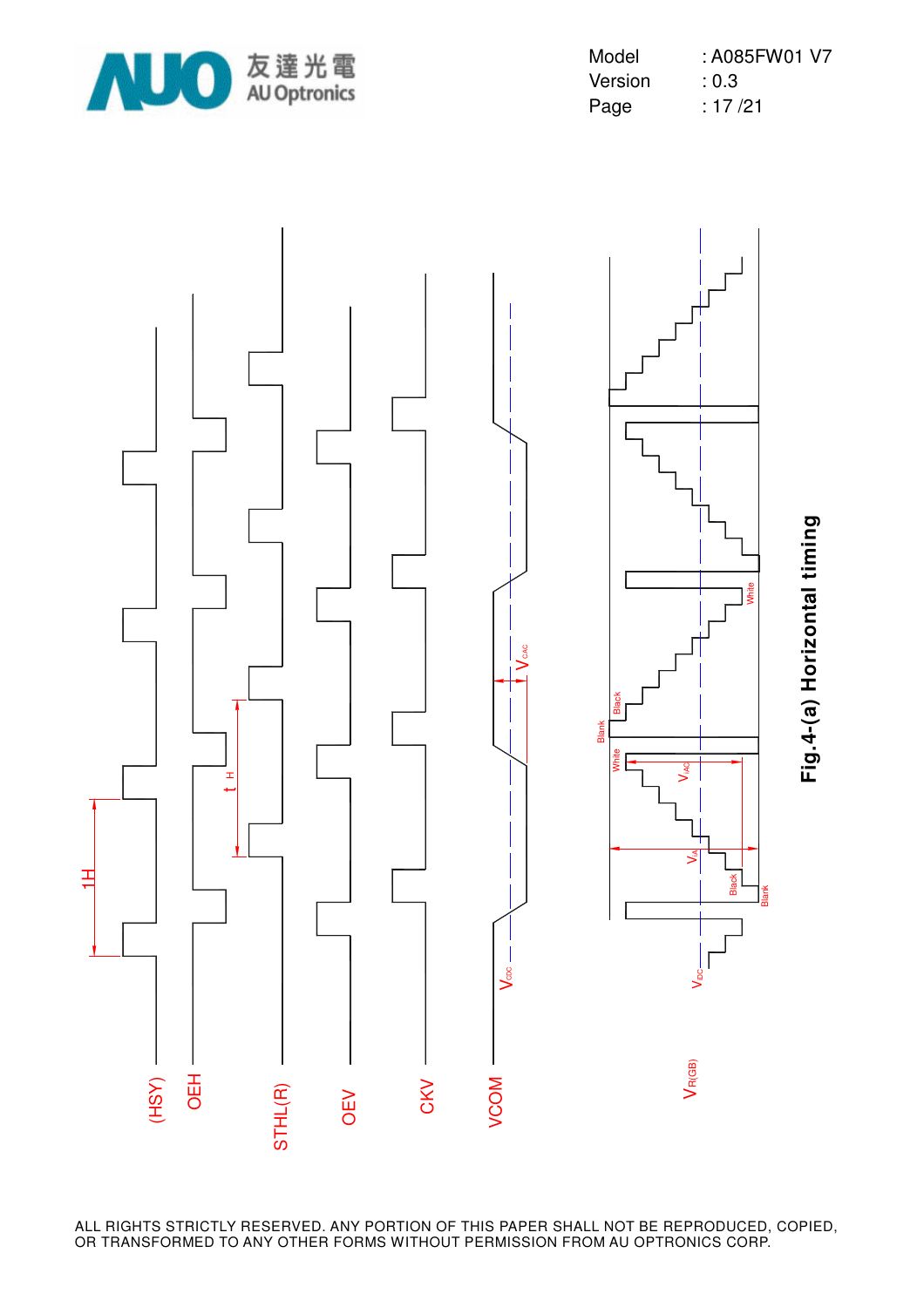Fig.4-(a) Horizontal timing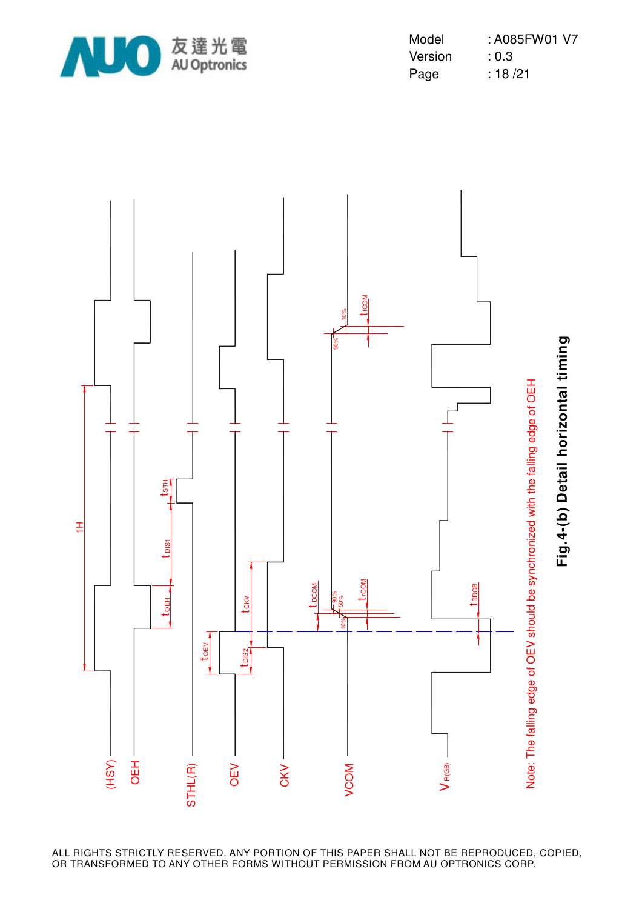(HSY)

OEH

STHL(R)

OEV

CKV

VCOM

$V_{R(GB)}$

1H

$t_{STH}$

$t_{DIS1}$

$t_{OEH}$

$t_{OEV}$

$t_{DIS2}$

$t_{CKV}$

$t_{DCOM}$

$t_{rCOM}$

$t_{fCOM}$

$t_{DRGB}$

90%

50%

10%

90%

10%

Note: The falling edge of OEV should be synchronized with the falling edge of OEH

**Fig.4-(b) Detail horizontal timing**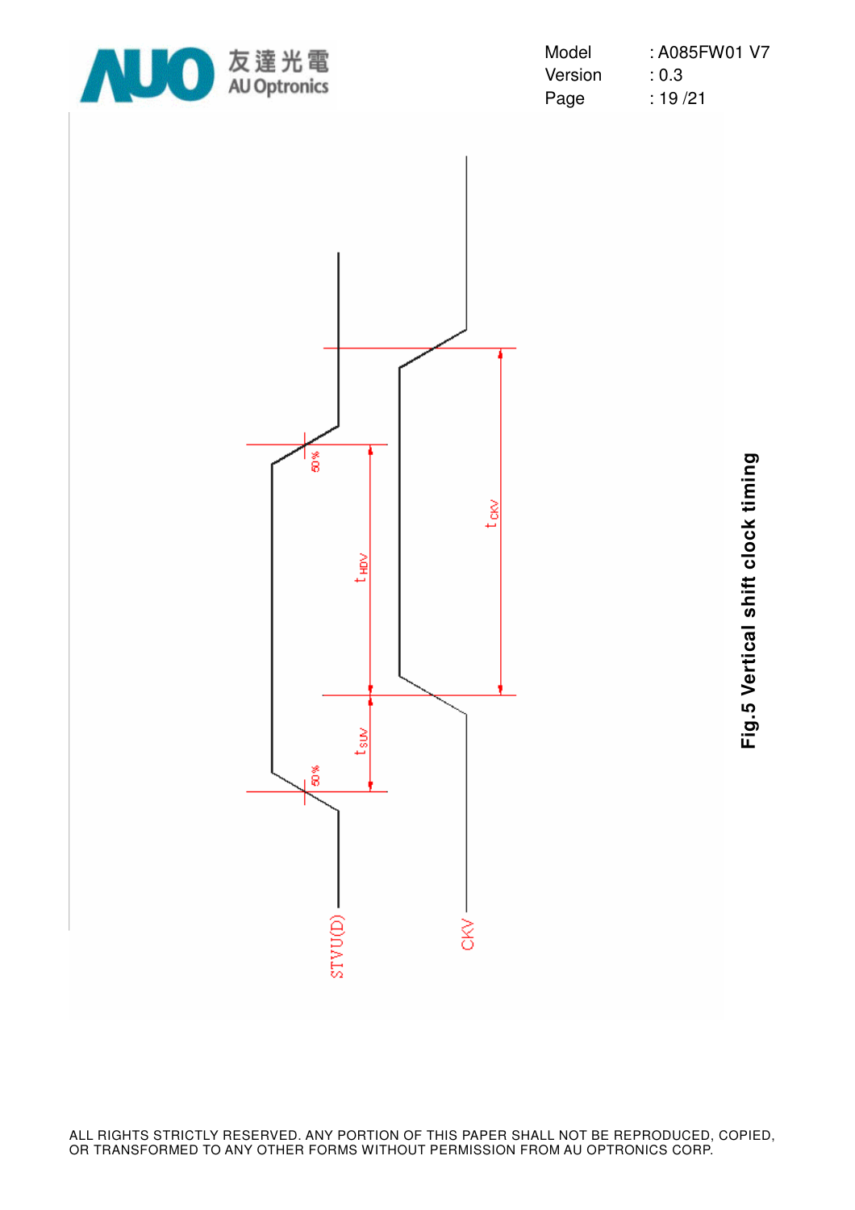STVU(D)

CKV

50%

50%

$t_{HDV}$

$t_{SUV}$

$t_{CKV}$

**Fig.5 Vertical shift clock timing**

ALL RIGHTS STRICTLY RESERVED. ANY PORTION OF THIS PAPER SHALL NOT BE REPRODUCED, COPIED, OR TRANSFORMED TO ANY OTHER FORMS WITHOUT PERMISSION FROM AU OPTRONICS CORP.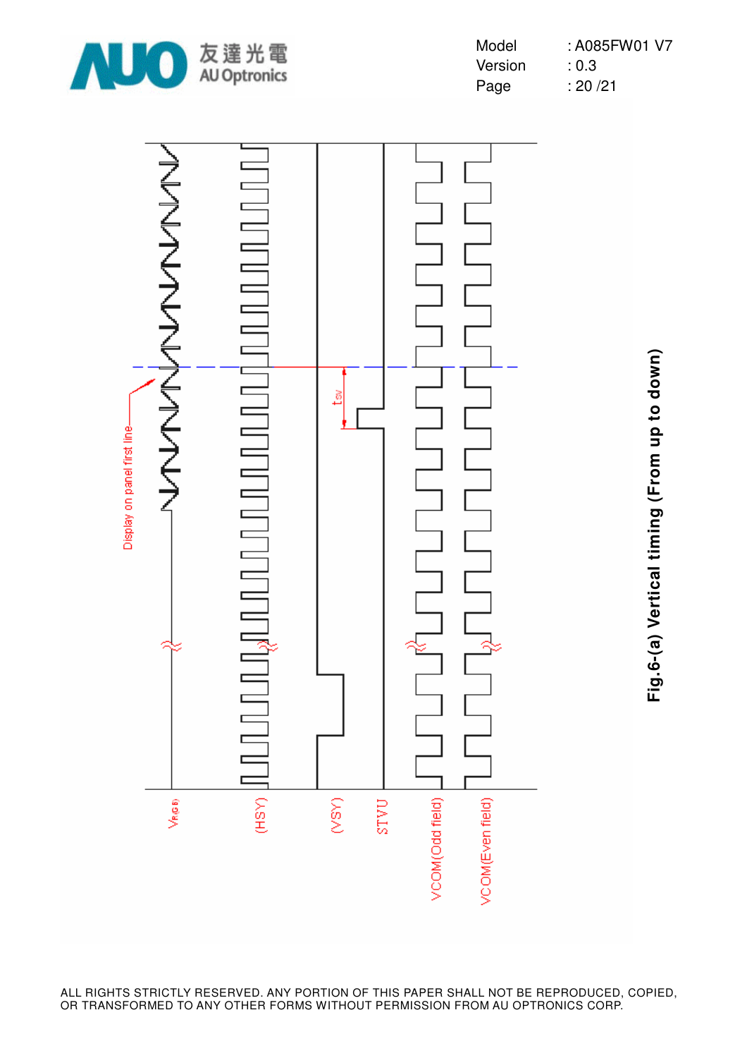Fig.6-(a) Vertical timing (From up to down)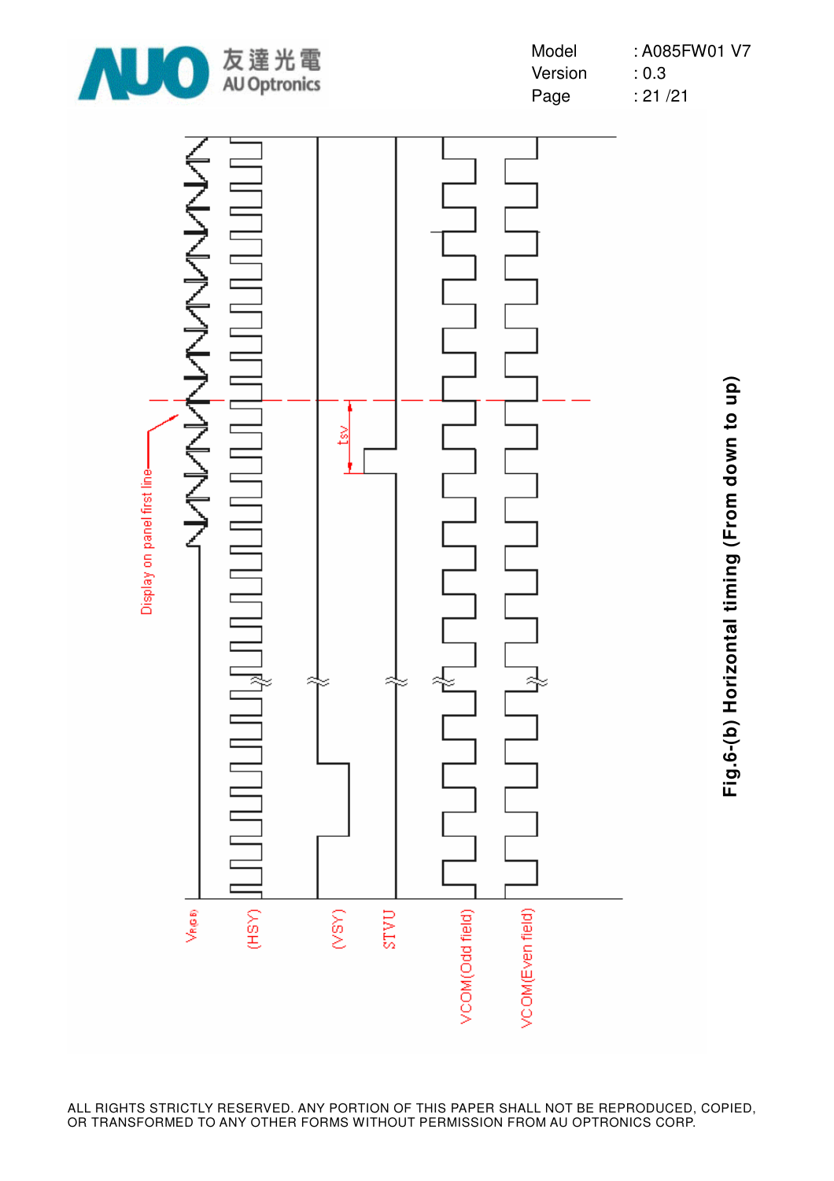Display on panel first line

tsv

$V_{R,G,B}$

(HSY)

(VSY)

STVU

VCOM(Odd field)

VCOM(Even field)

Fig.6-(b) Horizontal timing (From down to up)

ALL RIGHTS STRICTLY RESERVED. ANY PORTION OF THIS PAPER SHALL NOT BE REPRODUCED, COPIED, OR TRANSFORMED TO ANY OTHER FORMS WITHOUT PERMISSION FROM AU OPTRONICS CORP.